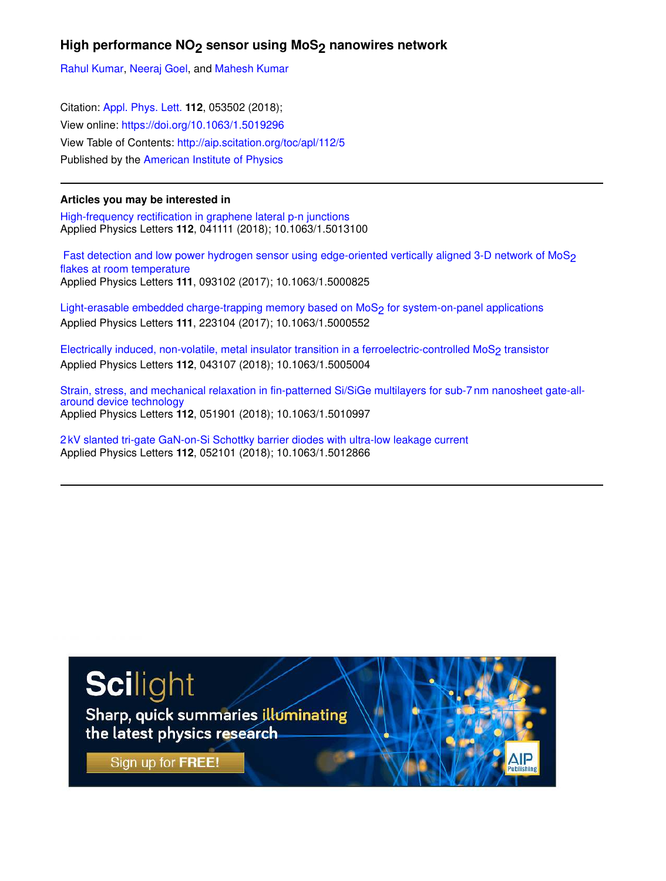# High performance $NO_2$ sensor using $MoS_2$ nanowires network

Rahul Kumar, Neeraj Goel, and Mahesh Kumar

Citation: Appl. Phys. Lett. **112**, 053502 (2018);
View online: https://doi.org/10.1063/1.5019296
View Table of Contents: http://aip.scitation.org/toc/apl/112/5
Published by the American Institute of Physics

---

## Articles you may be interested in

High-frequency rectification in graphene lateral p-n junctions
Applied Physics Letters **112**, 041111 (2018); 10.1063/1.5013100

Fast detection and low power hydrogen sensor using edge-oriented vertically aligned 3-D network of $MoS_2$ flakes at room temperature
Applied Physics Letters **111**, 093102 (2017); 10.1063/1.5000825

Light-erasable embedded charge-trapping memory based on $MoS_2$ for system-on-panel applications
Applied Physics Letters **111**, 223104 (2017); 10.1063/1.5000552

Electrically induced, non-volatile, metal insulator transition in a ferroelectric-controlled $MoS_2$ transistor
Applied Physics Letters **112**, 043107 (2018); 10.1063/1.5005004

Strain, stress, and mechanical relaxation in fin-patterned Si/SiGe multilayers for sub-7 nm nanosheet gate-all-around device technology
Applied Physics Letters **112**, 051901 (2018); 10.1063/1.5010997

2 kV slanted tri-gate GaN-on-Si Schottky barrier diodes with ultra-low leakage current
Applied Physics Letters **112**, 052101 (2018); 10.1063/1.5012866

---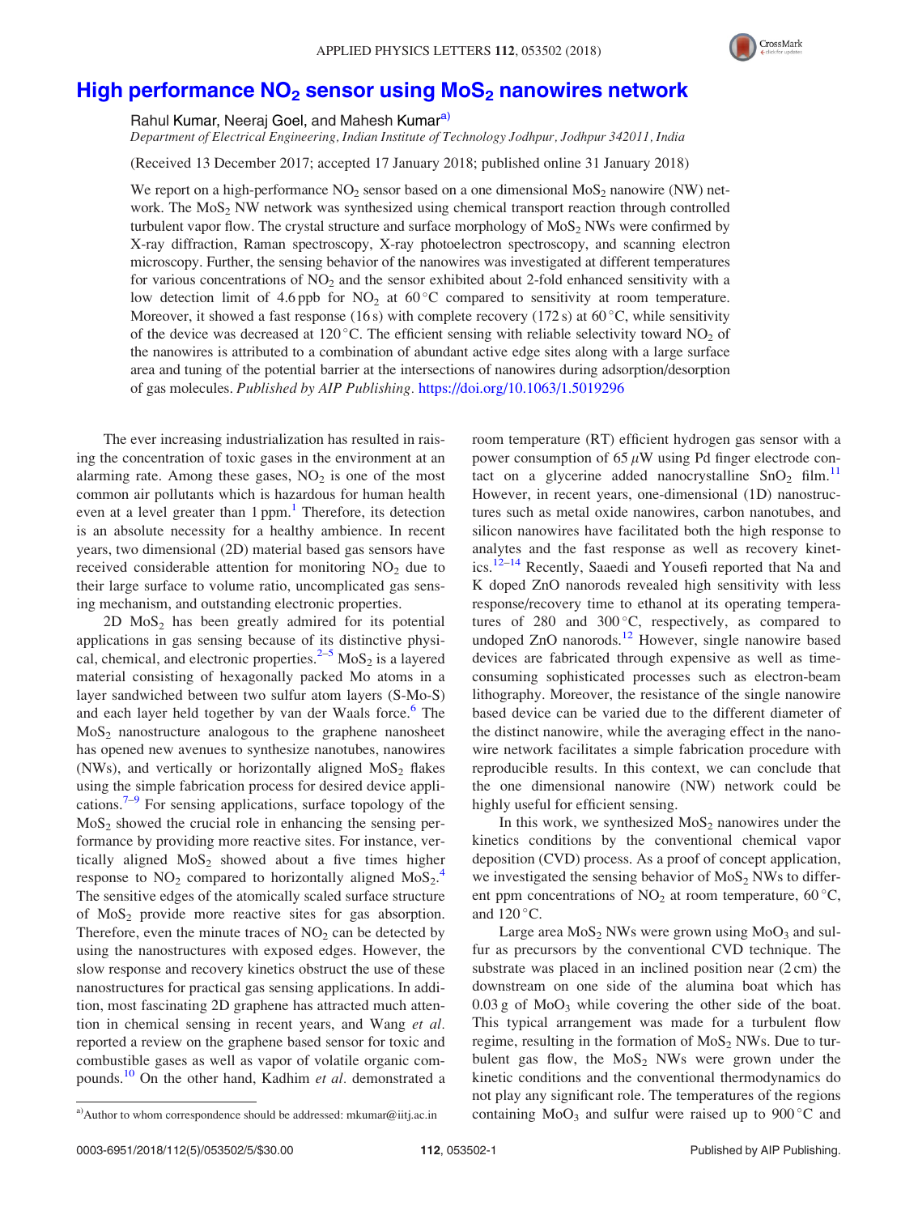# High performance $NO_2$ sensor using $MoS_2$ nanowires network

Rahul Kumar, Neeraj Goel, and Mahesh Kumar[a)]

*Department of Electrical Engineering, Indian Institute of Technology Jodhpur, Jodhpur 342011, India*

(Received 13 December 2017; accepted 17 January 2018; published online 31 January 2018)

We report on a high-performance $NO_2$ sensor based on a one dimensional $MoS_2$ nanowire (NW) network. The $MoS_2$ NW network was synthesized using chemical transport reaction through controlled turbulent vapor flow. The crystal structure and surface morphology of $MoS_2$ NWs were confirmed by X-ray diffraction, Raman spectroscopy, X-ray photoelectron spectroscopy, and scanning electron microscopy. Further, the sensing behavior of the nanowires was investigated at different temperatures for various concentrations of $NO_2$ and the sensor exhibited about 2-fold enhanced sensitivity with a low detection limit of 4.6 ppb for $NO_2$ at 60 °C compared to sensitivity at room temperature. Moreover, it showed a fast response (16 s) with complete recovery (172 s) at 60 °C, while sensitivity of the device was decreased at 120 °C. The efficient sensing with reliable selectivity toward $NO_2$ of the nanowires is attributed to a combination of abundant active edge sites along with a large surface area and tuning of the potential barrier at the intersections of nanowires during adsorption/desorption of gas molecules. *Published by AIP Publishing.* https://doi.org/10.1063/1.5019296

The ever increasing industrialization has resulted in raising the concentration of toxic gases in the environment at an alarming rate. Among these gases, $NO_2$ is one of the most common air pollutants which is hazardous for human health even at a level greater than 1 ppm.[1] Therefore, its detection is an absolute necessity for a healthy ambience. In recent years, two dimensional (2D) material based gas sensors have received considerable attention for monitoring $NO_2$ due to their large surface to volume ratio, uncomplicated gas sensing mechanism, and outstanding electronic properties.

2D $MoS_2$ has been greatly admired for its potential applications in gas sensing because of its distinctive physical, chemical, and electronic properties.[2–5] $MoS_2$ is a layered material consisting of hexagonally packed Mo atoms in a layer sandwiched between two sulfur atom layers (S-Mo-S) and each layer held together by van der Waals force.[6] The $MoS_2$ nanostructure analogous to the graphene nanosheet has opened new avenues to synthesize nanotubes, nanowires (NWs), and vertically or horizontally aligned $MoS_2$ flakes using the simple fabrication process for desired device applications.[7–9] For sensing applications, surface topology of the $MoS_2$ showed the crucial role in enhancing the sensing performance by providing more reactive sites. For instance, vertically aligned $MoS_2$ showed about a five times higher response to $NO_2$ compared to horizontally aligned $MoS_2$.[4] The sensitive edges of the atomically scaled surface structure of $MoS_2$ provide more reactive sites for gas absorption. Therefore, even the minute traces of $NO_2$ can be detected by using the nanostructures with exposed edges. However, the slow response and recovery kinetics obstruct the use of these nanostructures for practical gas sensing applications. In addition, most fascinating 2D graphene has attracted much attention in chemical sensing in recent years, and Wang *et al.* reported a review on the graphene based sensor for toxic and combustible gases as well as vapor of volatile organic compounds.[10] On the other hand, Kadhim *et al.* demonstrated a room temperature (RT) efficient hydrogen gas sensor with a power consumption of 65 $\mu$W using Pd finger electrode contact on a glycerine added nanocrystalline $SnO_2$ film.[11] However, in recent years, one-dimensional (1D) nanostructures such as metal oxide nanowires, carbon nanotubes, and silicon nanowires have facilitated both the high response to analytes and the fast response as well as recovery kinetics.[12–14] Recently, Saaedi and Yousefi reported that Na and K doped ZnO nanorods revealed high sensitivity with less response/recovery time to ethanol at its operating temperatures of 280 and 300 °C, respectively, as compared to undoped ZnO nanorods.[12] However, single nanowire based devices are fabricated through expensive as well as time-consuming sophisticated processes such as electron-beam lithography. Moreover, the resistance of the single nanowire based device can be varied due to the different diameter of the distinct nanowire, while the averaging effect in the nanowire network facilitates a simple fabrication procedure with reproducible results. In this context, we can conclude that the one dimensional nanowire (NW) network could be highly useful for efficient sensing.

In this work, we synthesized $MoS_2$ nanowires under the kinetics conditions by the conventional chemical vapor deposition (CVD) process. As a proof of concept application, we investigated the sensing behavior of $MoS_2$ NWs to different ppm concentrations of $NO_2$ at room temperature, 60 °C, and 120 °C.

Large area $MoS_2$ NWs were grown using $MoO_3$ and sulfur as precursors by the conventional CVD technique. The substrate was placed in an inclined position near (2 cm) the downstream on one side of the alumina boat which has 0.03 g of $MoO_3$ while covering the other side of the boat. This typical arrangement was made for a turbulent flow regime, resulting in the formation of $MoS_2$ NWs. Due to turbulent gas flow, the $MoS_2$ NWs were grown under the kinetic conditions and the conventional thermodynamics do not play any significant role. The temperatures of the regions containing $MoO_3$ and sulfur were raised up to 900 °C and

a)Author to whom correspondence should be addressed: mkumar@iitj.ac.in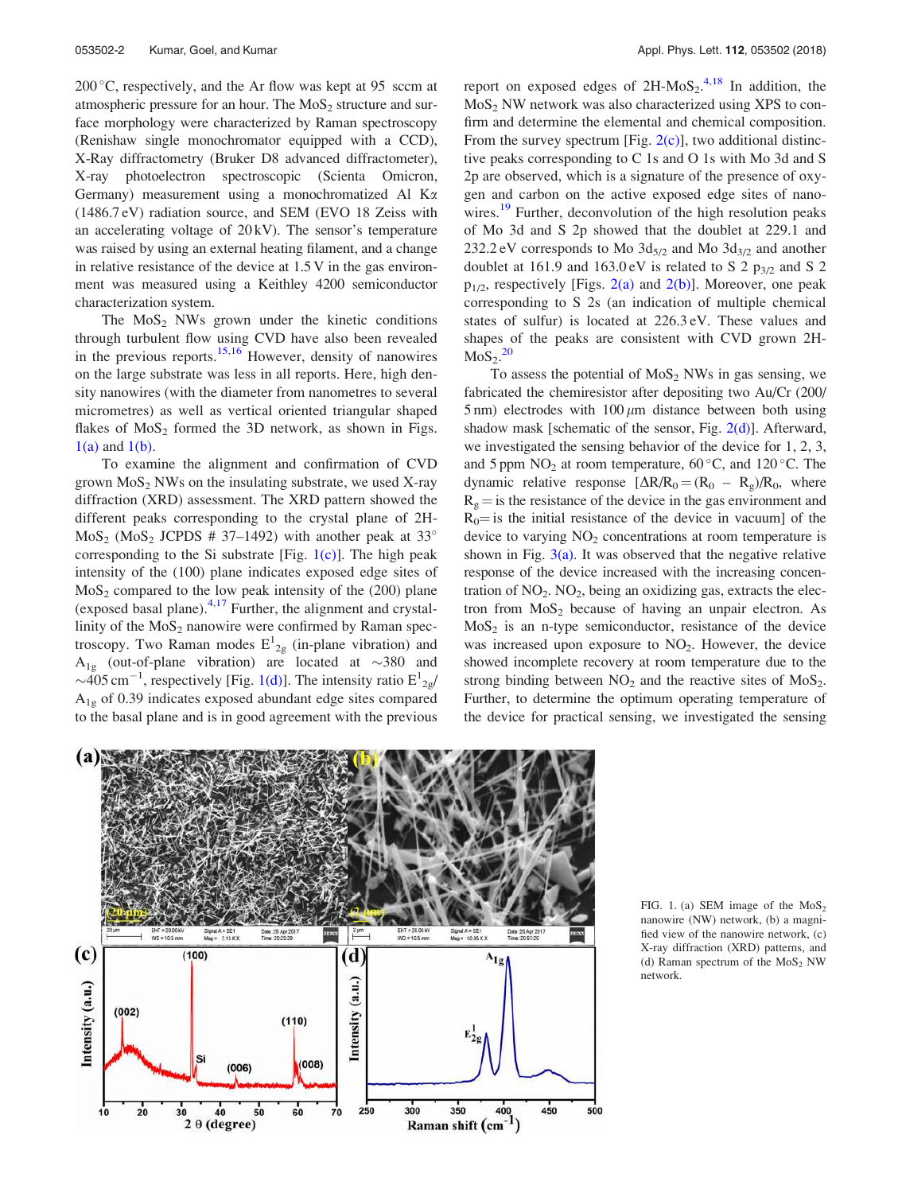200 °C, respectively, and the Ar flow was kept at 95 sccm at atmospheric pressure for an hour. The $MoS_2$ structure and surface morphology were characterized by Raman spectroscopy (Renishaw single monochromator equipped with a CCD), X-Ray diffractometry (Bruker D8 advanced diffractometer), X-ray photoelectron spectroscopic (Scienta Omicron, Germany) measurement using a monochromatized Al Kα (1486.7 eV) radiation source, and SEM (EVO 18 Zeiss with an accelerating voltage of 20 kV). The sensor's temperature was raised by using an external heating filament, and a change in relative resistance of the device at 1.5 V in the gas environment was measured using a Keithley 4200 semiconductor characterization system.

The $MoS_2$ NWs grown under the kinetic conditions through turbulent flow using CVD have also been revealed in the previous reports.[15,16] However, density of nanowires on the large substrate was less in all reports. Here, high density nanowires (with the diameter from nanometres to several micrometres) as well as vertical oriented triangular shaped flakes of $MoS_2$ formed the 3D network, as shown in Figs. 1(a) and 1(b).

To examine the alignment and confirmation of CVD grown $MoS_2$ NWs on the insulating substrate, we used X-ray diffraction (XRD) assessment. The XRD pattern showed the different peaks corresponding to the crystal plane of 2H-$MoS_2$ ($MoS_2$ JCPDS # 37–1492) with another peak at 33° corresponding to the Si substrate [Fig. 1(c)]. The high peak intensity of the (100) plane indicates exposed edge sites of $MoS_2$ compared to the low peak intensity of the (200) plane (exposed basal plane).[4,17] Further, the alignment and crystallinity of the $MoS_2$ nanowire were confirmed by Raman spectroscopy. Two Raman modes $E^1_{2g}$ (in-plane vibration) and $A_{1g}$ (out-of-plane vibration) are located at ~380 and ~405 $cm^{-1}$, respectively [Fig. 1(d)]. The intensity ratio $E^1_{2g}/A_{1g}$ of 0.39 indicates exposed abundant edge sites compared to the basal plane and is in good agreement with the previous report on exposed edges of 2H-$MoS_2$.[4,18] In addition, the $MoS_2$ NW network was also characterized using XPS to confirm and determine the elemental and chemical composition. From the survey spectrum [Fig. 2(c)], two additional distinctive peaks corresponding to C 1s and O 1s with Mo 3d and S 2p are observed, which is a signature of the presence of oxygen and carbon on the active exposed edge sites of nanowires.[19] Further, deconvolution of the high resolution peaks of Mo 3d and S 2p showed that the doublet at 229.1 and 232.2 eV corresponds to Mo $3d_{5/2}$ and Mo $3d_{3/2}$ and another doublet at 161.9 and 163.0 eV is related to S 2 $p_{3/2}$ and S 2 $p_{1/2}$, respectively [Figs. 2(a) and 2(b)]. Moreover, one peak corresponding to S 2s (an indication of multiple chemical states of sulfur) is located at 226.3 eV. These values and shapes of the peaks are consistent with CVD grown 2H-$MoS_2$.[20]

To assess the potential of $MoS_2$ NWs in gas sensing, we fabricated the chemiresistor after depositing two Au/Cr (200/5 nm) electrodes with 100 μm distance between both using shadow mask [schematic of the sensor, Fig. 2(d)]. Afterward, we investigated the sensing behavior of the device for 1, 2, 3, and 5 ppm $NO_2$ at room temperature, 60 °C, and 120 °C. The dynamic relative response [$\Delta R/R_0 = (R_0 - R_g)/R_0$, where $R_g$ = is the resistance of the device in the gas environment and $R_0$ = is the initial resistance of the device in vacuum] of the device to varying $NO_2$ concentrations at room temperature is shown in Fig. 3(a). It was observed that the negative relative response of the device increased with the increasing concentration of $NO_2$. $NO_2$, being an oxidizing gas, extracts the electron from $MoS_2$ because of having an unpair electron. As $MoS_2$ is an n-type semiconductor, resistance of the device was increased upon exposure to $NO_2$. However, the device showed incomplete recovery at room temperature due to the strong binding between $NO_2$ and the reactive sites of $MoS_2$. Further, to determine the optimum operating temperature of the device for practical sensing, we investigated the sensing

FIG. 1. (a) SEM image of the $MoS_2$ nanowire (NW) network, (b) a magnified view of the nanowire network, (c) X-ray diffraction (XRD) patterns, and (d) Raman spectrum of the $MoS_2$ NW network.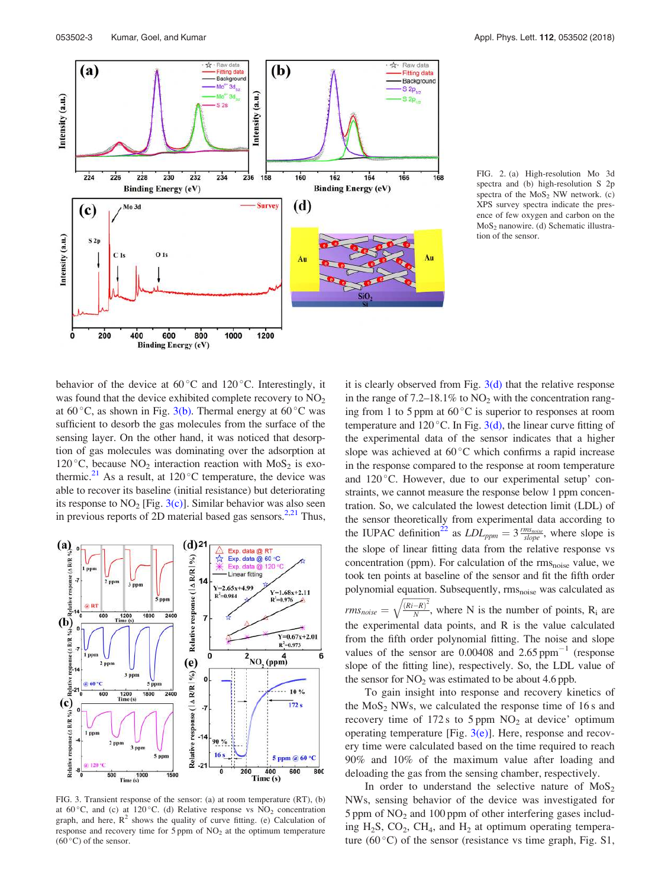FIG. 2. (a) High-resolution Mo 3d spectra and (b) high-resolution S 2p spectra of the $MoS_2$ NW network. (c) XPS survey spectra indicate the presence of few oxygen and carbon on the $MoS_2$ nanowire. (d) Schematic illustration of the sensor.

behavior of the device at 60 °C and 120 °C. Interestingly, it was found that the device exhibited complete recovery to $NO_2$ at 60 °C, as shown in Fig. 3(b). Thermal energy at 60 °C was sufficient to desorb the gas molecules from the surface of the sensing layer. On the other hand, it was noticed that desorption of gas molecules was dominating over the adsorption at 120 °C, because $NO_2$ interaction reaction with $MoS_2$ is exothermic.[21] As a result, at 120 °C temperature, the device was able to recover its baseline (initial resistance) but deteriorating its response to $NO_2$ [Fig. 3(c)]. Similar behavior was also seen in previous reports of 2D material based gas sensors.[2,21] Thus, it is clearly observed from Fig. 3(d) that the relative response in the range of 7.2–18.1% to $NO_2$ with the concentration ranging from 1 to 5 ppm at 60 °C is superior to responses at room temperature and 120 °C. In Fig. 3(d), the linear curve fitting of the experimental data of the sensor indicates that a higher slope was achieved at 60 °C which confirms a rapid increase in the response compared to the response at room temperature and 120 °C. However, due to our experimental setup' constraints, we cannot measure the response below 1 ppm concentration. So, we calculated the lowest detection limit (LDL) of the sensor theoretically from experimental data according to the IUPAC definition[22] as $LDL_{ppm} = 3\frac{rms_{noise}}{slope}$, where slope is the slope of linear fitting data from the relative response vs concentration (ppm). For calculation of the $rms_{noise}$ value, we took ten points at baseline of the sensor and fit the fifth order polynomial equation. Subsequently, $rms_{noise}$ was calculated as $rms_{noise} = \sqrt{\frac{(Ri-R)^2}{N}}$, where N is the number of points, $R_i$ are the experimental data points, and R is the value calculated from the fifth order polynomial fitting. The noise and slope values of the sensor are 0.00408 and 2.65 $ppm^{-1}$ (response slope of the fitting line), respectively. So, the LDL value of the sensor for $NO_2$ was estimated to be about 4.6 ppb.

To gain insight into response and recovery kinetics of the $MoS_2$ NWs, we calculated the response time of 16 s and recovery time of 172 s to 5 ppm $NO_2$ at device' optimum operating temperature [Fig. 3(e)]. Here, response and recovery time were calculated based on the time required to reach 90% and 10% of the maximum value after loading and deloading the gas from the sensing chamber, respectively.

In order to understand the selective nature of $MoS_2$ NWs, sensing behavior of the device was investigated for 5 ppm of $NO_2$ and 100 ppm of other interfering gases including $H_2S$, $CO_2$, $CH_4$, and $H_2$ at optimum operating temperature (60 °C) of the sensor (resistance vs time graph, Fig. S1,

FIG. 3. Transient response of the sensor: (a) at room temperature (RT), (b) at 60 °C, and (c) at 120 °C. (d) Relative response vs $NO_2$ concentration graph, and here, $R^2$ shows the quality of curve fitting. (e) Calculation of response and recovery time for 5 ppm of $NO_2$ at the optimum temperature (60 °C) of the sensor.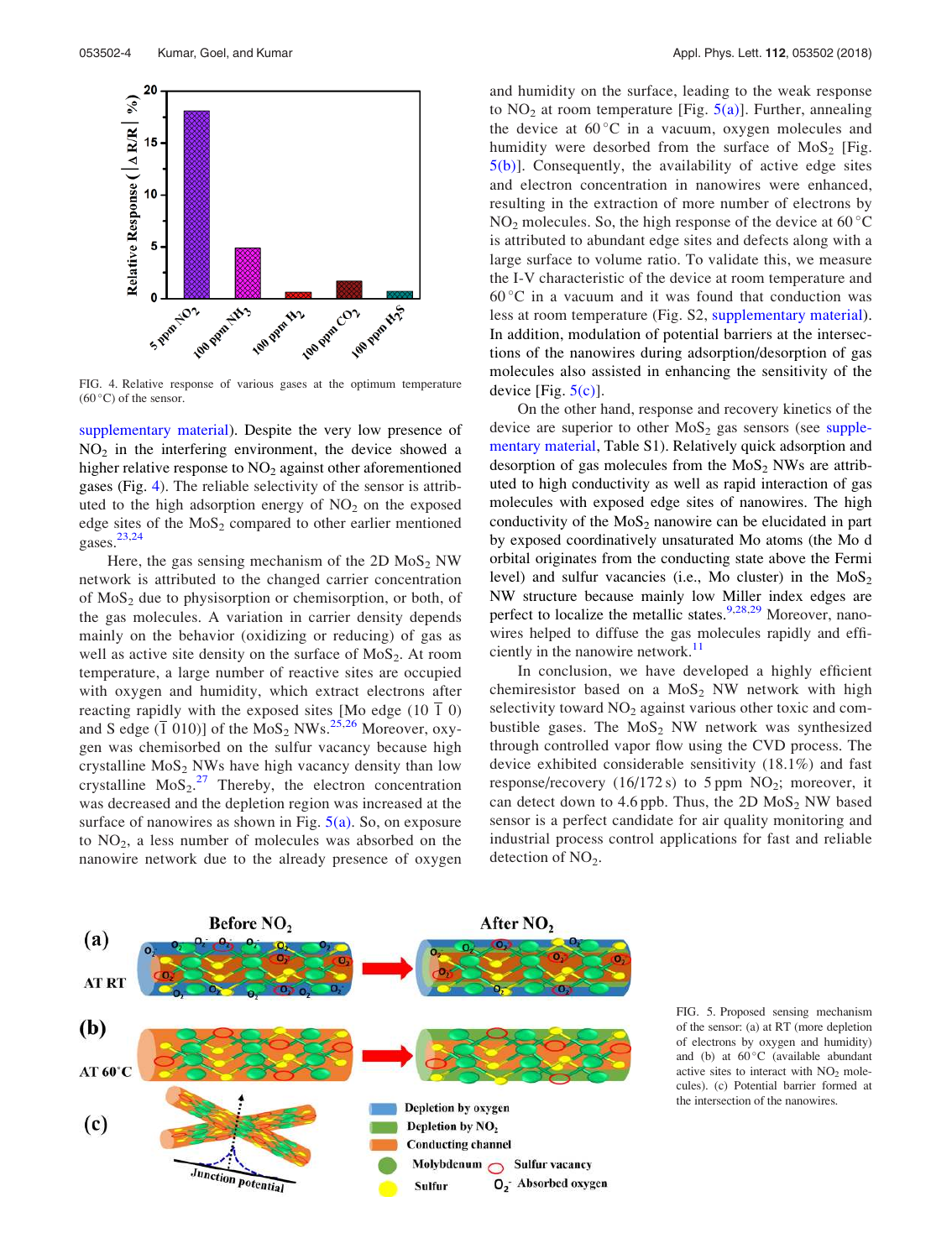FIG. 4. Relative response of various gases at the optimum temperature (60 °C) of the sensor.

supplementary material). Despite the very low presence of $NO_2$ in the interfering environment, the device showed a higher relative response to $NO_2$ against other aforementioned gases (Fig. 4). The reliable selectivity of the sensor is attributed to the high adsorption energy of $NO_2$ on the exposed edge sites of the $MoS_2$ compared to other earlier mentioned gases.[23,24]

Here, the gas sensing mechanism of the 2D $MoS_2$ NW network is attributed to the changed carrier concentration of $MoS_2$ due to physisorption or chemisorption, or both, of the gas molecules. A variation in carrier density depends mainly on the behavior (oxidizing or reducing) of gas as well as active site density on the surface of $MoS_2$. At room temperature, a large number of reactive sites are occupied with oxygen and humidity, which extract electrons after reacting rapidly with the exposed sites [Mo edge (10 $\bar{1}$ 0) and S edge ($\bar{1}$ 010)] of the $MoS_2$ NWs.[25,26] Moreover, oxygen was chemisorbed on the sulfur vacancy because high crystalline $MoS_2$ NWs have high vacancy density than low crystalline $MoS_2$.[27] Thereby, the electron concentration was decreased and the depletion region was increased at the surface of nanowires as shown in Fig. 5(a). So, on exposure to $NO_2$, a less number of molecules was absorbed on the nanowire network due to the already presence of oxygen and humidity on the surface, leading to the weak response to $NO_2$ at room temperature [Fig. 5(a)]. Further, annealing the device at 60 °C in a vacuum, oxygen molecules and humidity were desorbed from the surface of $MoS_2$ [Fig. 5(b)]. Consequently, the availability of active edge sites and electron concentration in nanowires were enhanced, resulting in the extraction of more number of electrons by $NO_2$ molecules. So, the high response of the device at 60 °C is attributed to abundant edge sites and defects along with a large surface to volume ratio. To validate this, we measure the I-V characteristic of the device at room temperature and 60 °C in a vacuum and it was found that conduction was less at room temperature (Fig. S2, supplementary material). In addition, modulation of potential barriers at the intersections of the nanowires during adsorption/desorption of gas molecules also assisted in enhancing the sensitivity of the device [Fig. 5(c)].

On the other hand, response and recovery kinetics of the device are superior to other $MoS_2$ gas sensors (see supplementary material, Table S1). Relatively quick adsorption and desorption of gas molecules from the $MoS_2$ NWs are attributed to high conductivity as well as rapid interaction of gas molecules with exposed edge sites of nanowires. The high conductivity of the $MoS_2$ nanowire can be elucidated in part by exposed coordinatively unsaturated Mo atoms (the Mo d orbital originates from the conducting state above the Fermi level) and sulfur vacancies (i.e., Mo cluster) in the $MoS_2$ NW structure because mainly low Miller index edges are perfect to localize the metallic states.[9,28,29] Moreover, nanowires helped to diffuse the gas molecules rapidly and efficiently in the nanowire network.[11]

In conclusion, we have developed a highly efficient chemiresistor based on a $MoS_2$ NW network with high selectivity toward $NO_2$ against various other toxic and combustible gases. The $MoS_2$ NW network was synthesized through controlled vapor flow using the CVD process. The device exhibited considerable sensitivity (18.1%) and fast response/recovery (16/172 s) to 5 ppm $NO_2$; moreover, it can detect down to 4.6 ppb. Thus, the 2D $MoS_2$ NW based sensor is a perfect candidate for air quality monitoring and industrial process control applications for fast and reliable detection of $NO_2$.

FIG. 5. Proposed sensing mechanism of the sensor: (a) at RT (more depletion of electrons by oxygen and humidity) and (b) at 60 °C (available abundant active sites to interact with $NO_2$ molecules). (c) Potential barrier formed at the intersection of the nanowires.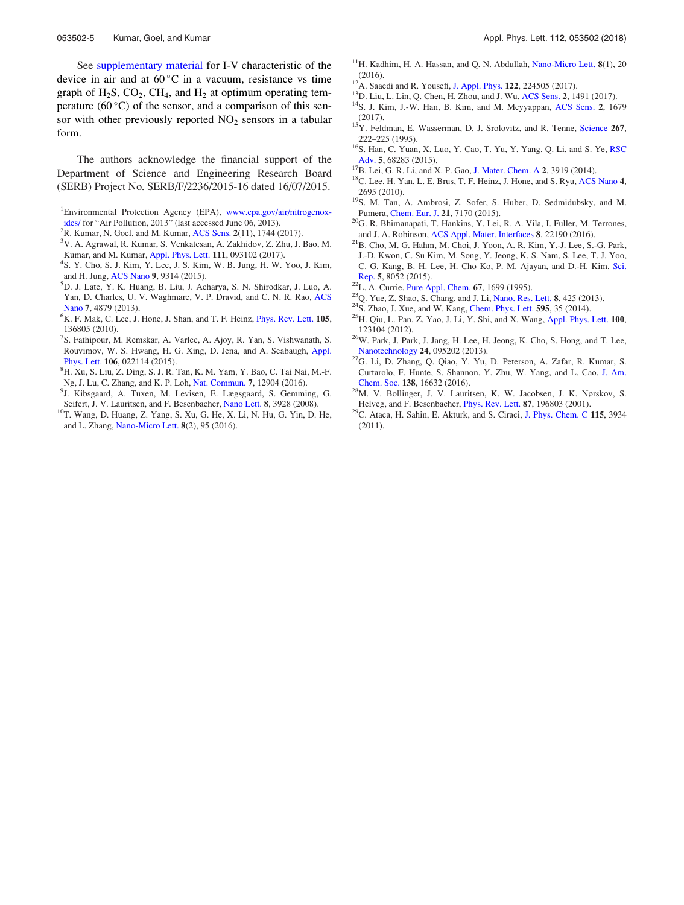See supplementary material for I-V characteristic of the device in air and at 60 °C in a vacuum, resistance vs time graph of $H_2S$, $CO_2$, $CH_4$, and $H_2$ at optimum operating temperature (60 °C) of the sensor, and a comparison of this sensor with other previously reported $NO_2$ sensors in a tabular form.

The authors acknowledge the financial support of the Department of Science and Engineering Research Board (SERB) Project No. SERB/F/2236/2015-16 dated 16/07/2015.

[1] Environmental Protection Agency (EPA), www.epa.gov/air/nitrogenoxides/ for "Air Pollution, 2013" (last accessed June 06, 2013).

[2] R. Kumar, N. Goel, and M. Kumar, ACS Sens. **2**(11), 1744 (2017).

[3] V. A. Agrawal, R. Kumar, S. Venkatesan, A. Zakhidov, Z. Zhu, J. Bao, M. Kumar, and M. Kumar, Appl. Phys. Lett. **111**, 093102 (2017).

[4] S. Y. Cho, S. J. Kim, Y. Lee, J. S. Kim, W. B. Jung, H. W. Yoo, J. Kim, and H. Jung, ACS Nano **9**, 9314 (2015).

[5] D. J. Late, Y. K. Huang, B. Liu, J. Acharya, S. N. Shirodkar, J. Luo, A. Yan, D. Charles, U. V. Waghmare, V. P. Dravid, and C. N. R. Rao, ACS Nano **7**, 4879 (2013).

[6] K. F. Mak, C. Lee, J. Hone, J. Shan, and T. F. Heinz, Phys. Rev. Lett. **105**, 136805 (2010).

[7] S. Fathipour, M. Remskar, A. Varlec, A. Ajoy, R. Yan, S. Vishwanath, S. Rouvimov, W. S. Hwang, H. G. Xing, D. Jena, and A. Seabaugh, Appl. Phys. Lett. **106**, 022114 (2015).

[8] H. Xu, S. Liu, Z. Ding, S. J. R. Tan, K. M. Yam, Y. Bao, C. Tai Nai, M.-F. Ng, J. Lu, C. Zhang, and K. P. Loh, Nat. Commun. **7**, 12904 (2016).

[9] J. Kibsgaard, A. Tuxen, M. Levisen, E. Lægsgaard, S. Gemming, G. Seifert, J. V. Lauritsen, and F. Besenbacher, Nano Lett. **8**, 3928 (2008).

[10] T. Wang, D. Huang, Z. Yang, S. Xu, G. He, X. Li, N. Hu, G. Yin, D. He, and L. Zhang, Nano-Micro Lett. **8**(2), 95 (2016).

[11] H. Kadhim, H. A. Hassan, and Q. N. Abdullah, Nano-Micro Lett. **8**(1), 20 (2016).

[12] A. Saaedi and R. Yousefi, J. Appl. Phys. **122**, 224505 (2017).

[13] D. Liu, L. Lin, Q. Chen, H. Zhou, and J. Wu, ACS Sens. **2**, 1491 (2017).

[14] S. J. Kim, J.-W. Han, B. Kim, and M. Meyyappan, ACS Sens. **2**, 1679 (2017).

[15] Y. Feldman, E. Wasserman, D. J. Srolovitz, and R. Tenne, Science **267**, 222–225 (1995).

[16] S. Han, C. Yuan, X. Luo, Y. Cao, T. Yu, Y. Yang, Q. Li, and S. Ye, RSC Adv. **5**, 68283 (2015).

[17] B. Lei, G. R. Li, and X. P. Gao, J. Mater. Chem. A **2**, 3919 (2014).

[18] C. Lee, H. Yan, L. E. Brus, T. F. Heinz, J. Hone, and S. Ryu, ACS Nano **4**, 2695 (2010).

[19] S. M. Tan, A. Ambrosi, Z. Sofer, S. Huber, D. Sedmidubsky, and M. Pumera, Chem. Eur. J. **21**, 7170 (2015).

[20] G. R. Bhimanapati, T. Hankins, Y. Lei, R. A. Vila, I. Fuller, M. Terrones, and J. A. Robinson, ACS Appl. Mater. Interfaces **8**, 22190 (2016).

[21] B. Cho, M. G. Hahm, M. Choi, J. Yoon, A. R. Kim, Y.-J. Lee, S.-G. Park, J.-D. Kwon, C. Su Kim, M. Song, Y. Jeong, K. S. Nam, S. Lee, T. J. Yoo, C. G. Kang, B. H. Lee, H. Cho Ko, P. M. Ajayan, and D.-H. Kim, Sci. Rep. **5**, 8052 (2015).

[22] L. A. Currie, Pure Appl. Chem. **67**, 1699 (1995).

[23] Q. Yue, Z. Shao, S. Chang, and J. Li, Nano. Res. Lett. **8**, 425 (2013).

[24] S. Zhao, J. Xue, and W. Kang, Chem. Phys. Lett. **595**, 35 (2014).

[25] H. Qiu, L. Pan, Z. Yao, J. Li, Y. Shi, and X. Wang, Appl. Phys. Lett. **100**, 123104 (2012).

[26] W. Park, J. Park, J. Jang, H. Lee, H. Jeong, K. Cho, S. Hong, and T. Lee, Nanotechnology **24**, 095202 (2013).

[27] G. Li, D. Zhang, Q. Qiao, Y. Yu, D. Peterson, A. Zafar, R. Kumar, S. Curtarolo, F. Hunte, S. Shannon, Y. Zhu, W. Yang, and L. Cao, J. Am. Chem. Soc. **138**, 16632 (2016).

[28] M. V. Bollinger, J. V. Lauritsen, K. W. Jacobsen, J. K. Nørskov, S. Helveg, and F. Besenbacher, Phys. Rev. Lett. **87**, 196803 (2001).

[29] C. Ataca, H. Sahin, E. Akturk, and S. Ciraci, J. Phys. Chem. C **115**, 3934 (2011).